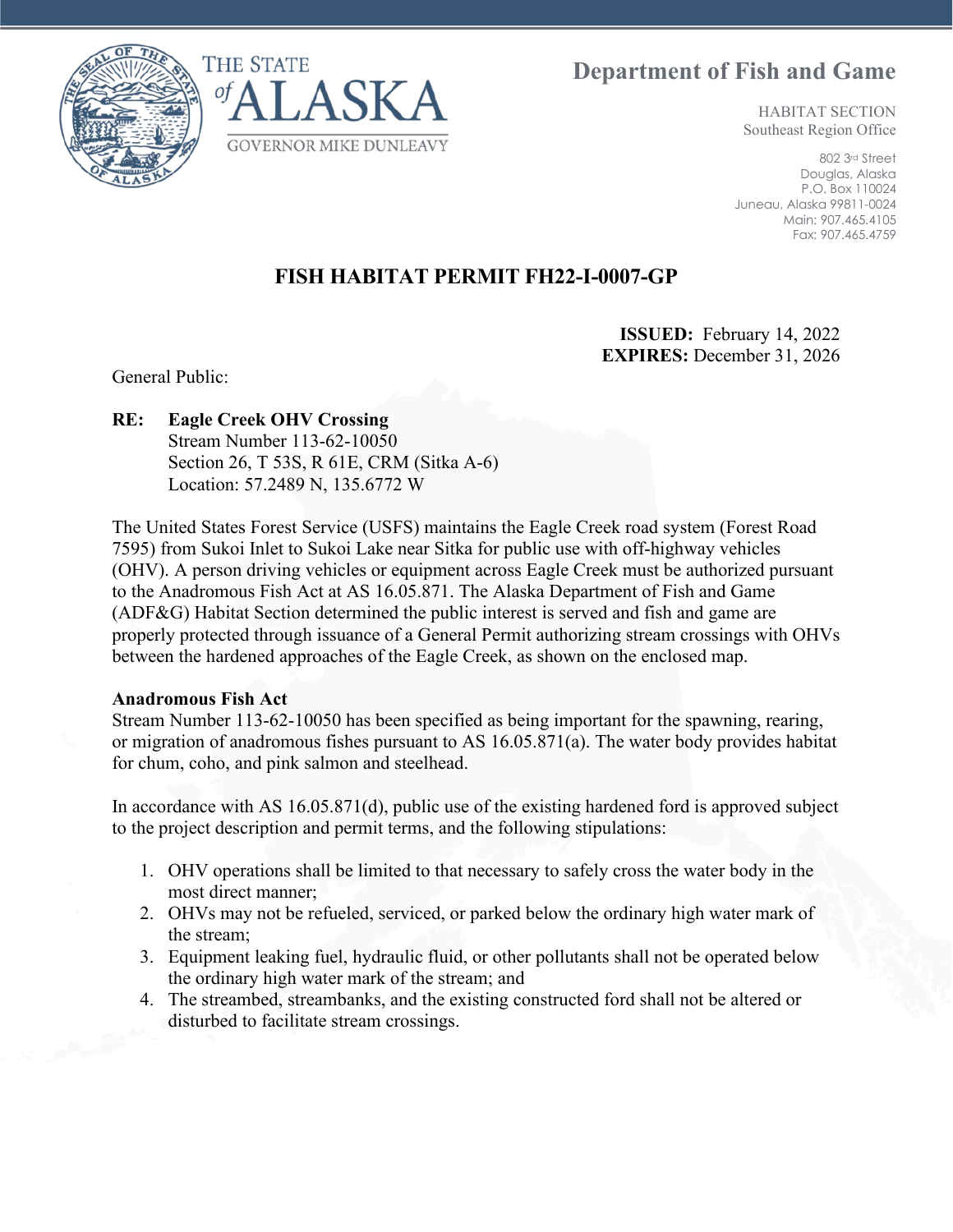THE STATE of ALASKA
GOVERNOR MIKE DUNLEAVY

# Department of Fish and Game

HABITAT SECTION
Southeast Region Office

802 3rd Street
Douglas, Alaska
P.O. Box 110024
Juneau, Alaska 99811-0024
Main: 907.465.4105
Fax: 907.465.4759

## FISH HABITAT PERMIT FH22-I-0007-GP

**ISSUED:** February 14, 2022
**EXPIRES:** December 31, 2026

General Public:

**RE: Eagle Creek OHV Crossing**
Stream Number 113-62-10050
Section 26, T 53S, R 61E, CRM (Sitka A-6)
Location: 57.2489 N, 135.6772 W

The United States Forest Service (USFS) maintains the Eagle Creek road system (Forest Road 7595) from Sukoi Inlet to Sukoi Lake near Sitka for public use with off-highway vehicles (OHV). A person driving vehicles or equipment across Eagle Creek must be authorized pursuant to the Anadromous Fish Act at AS 16.05.871. The Alaska Department of Fish and Game (ADF&G) Habitat Section determined the public interest is served and fish and game are properly protected through issuance of a General Permit authorizing stream crossings with OHVs between the hardened approaches of the Eagle Creek, as shown on the enclosed map.

**Anadromous Fish Act**
Stream Number 113-62-10050 has been specified as being important for the spawning, rearing, or migration of anadromous fishes pursuant to AS 16.05.871(a). The water body provides habitat for chum, coho, and pink salmon and steelhead.

In accordance with AS 16.05.871(d), public use of the existing hardened ford is approved subject to the project description and permit terms, and the following stipulations:

1. OHV operations shall be limited to that necessary to safely cross the water body in the most direct manner;
2. OHVs may not be refueled, serviced, or parked below the ordinary high water mark of the stream;
3. Equipment leaking fuel, hydraulic fluid, or other pollutants shall not be operated below the ordinary high water mark of the stream; and
4. The streambed, streambanks, and the existing constructed ford shall not be altered or disturbed to facilitate stream crossings.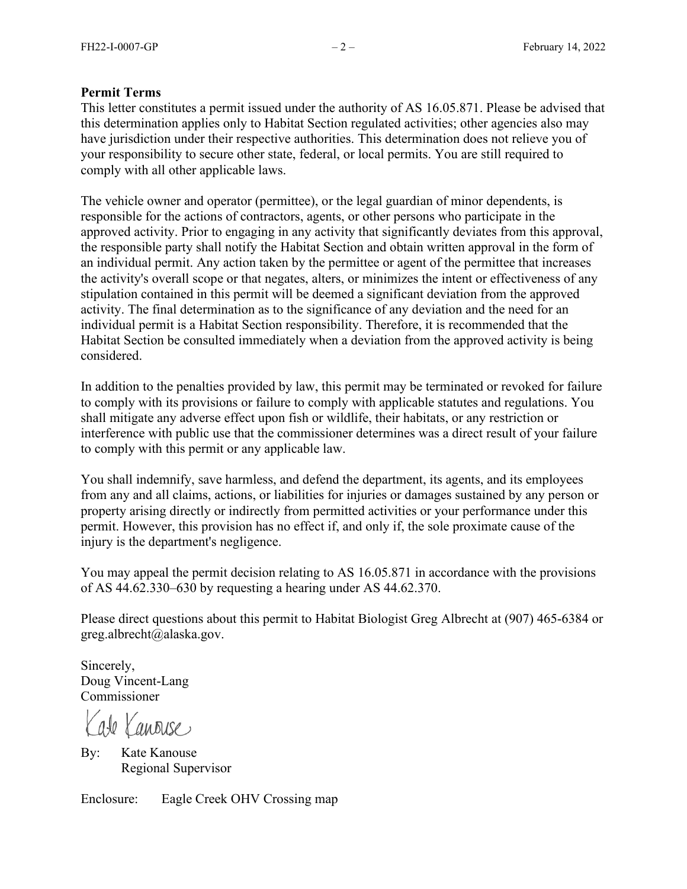**Permit Terms**

This letter constitutes a permit issued under the authority of AS 16.05.871. Please be advised that this determination applies only to Habitat Section regulated activities; other agencies also may have jurisdiction under their respective authorities. This determination does not relieve you of your responsibility to secure other state, federal, or local permits. You are still required to comply with all other applicable laws.

The vehicle owner and operator (permittee), or the legal guardian of minor dependents, is responsible for the actions of contractors, agents, or other persons who participate in the approved activity. Prior to engaging in any activity that significantly deviates from this approval, the responsible party shall notify the Habitat Section and obtain written approval in the form of an individual permit. Any action taken by the permittee or agent of the permittee that increases the activity's overall scope or that negates, alters, or minimizes the intent or effectiveness of any stipulation contained in this permit will be deemed a significant deviation from the approved activity. The final determination as to the significance of any deviation and the need for an individual permit is a Habitat Section responsibility. Therefore, it is recommended that the Habitat Section be consulted immediately when a deviation from the approved activity is being considered.

In addition to the penalties provided by law, this permit may be terminated or revoked for failure to comply with its provisions or failure to comply with applicable statutes and regulations. You shall mitigate any adverse effect upon fish or wildlife, their habitats, or any restriction or interference with public use that the commissioner determines was a direct result of your failure to comply with this permit or any applicable law.

You shall indemnify, save harmless, and defend the department, its agents, and its employees from any and all claims, actions, or liabilities for injuries or damages sustained by any person or property arising directly or indirectly from permitted activities or your performance under this permit. However, this provision has no effect if, and only if, the sole proximate cause of the injury is the department's negligence.

You may appeal the permit decision relating to AS 16.05.871 in accordance with the provisions of AS 44.62.330–630 by requesting a hearing under AS 44.62.370.

Please direct questions about this permit to Habitat Biologist Greg Albrecht at (907) 465-6384 or greg.albrecht@alaska.gov.

Sincerely,
Doug Vincent-Lang
Commissioner

Kate Kanouse

By: Kate Kanouse
Regional Supervisor

Enclosure: Eagle Creek OHV Crossing map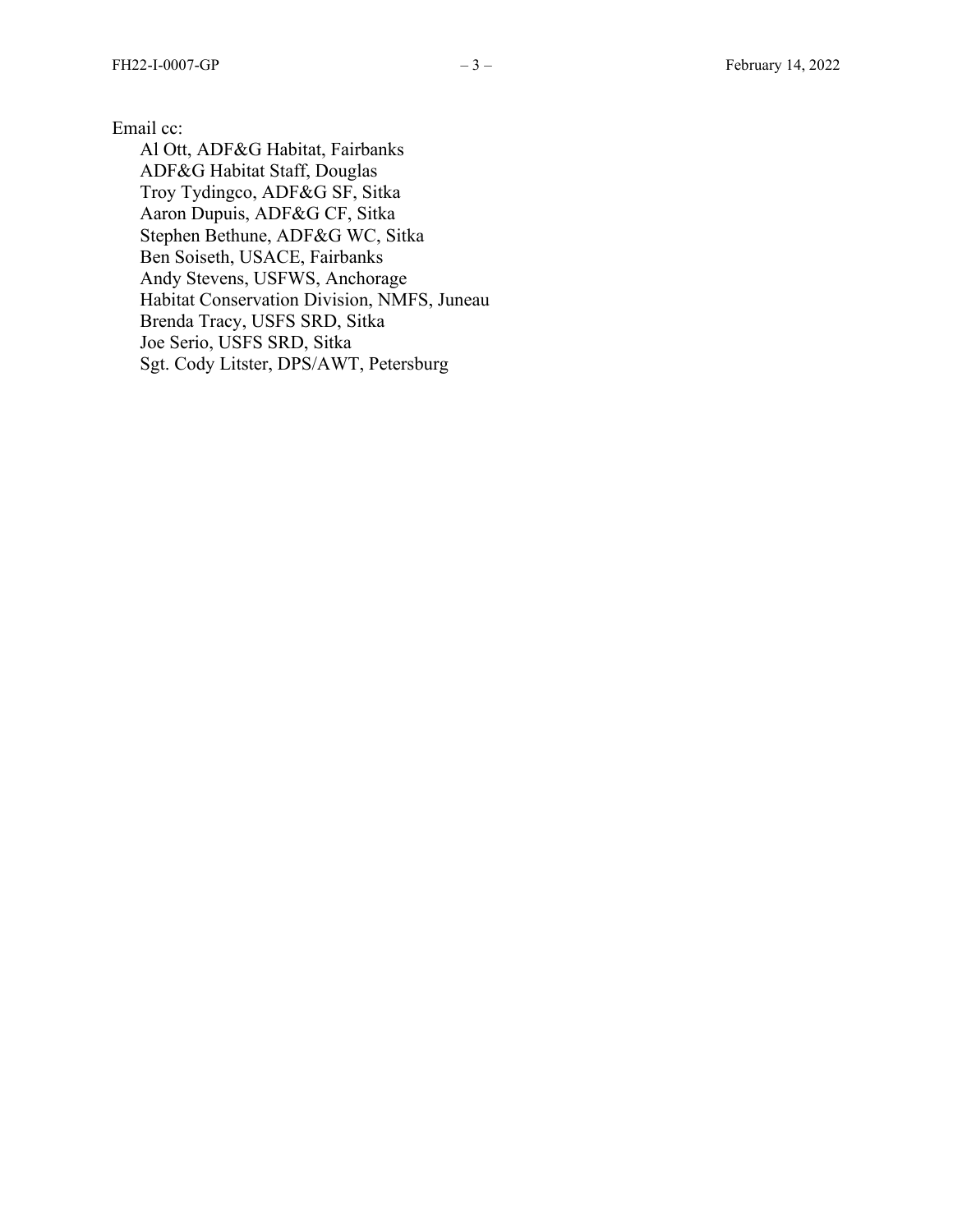Email cc:

Al Ott, ADF&G Habitat, Fairbanks
ADF&G Habitat Staff, Douglas
Troy Tydingco, ADF&G SF, Sitka
Aaron Dupuis, ADF&G CF, Sitka
Stephen Bethune, ADF&G WC, Sitka
Ben Soiseth, USACE, Fairbanks
Andy Stevens, USFWS, Anchorage
Habitat Conservation Division, NMFS, Juneau
Brenda Tracy, USFS SRD, Sitka
Joe Serio, USFS SRD, Sitka
Sgt. Cody Litster, DPS/AWT, Petersburg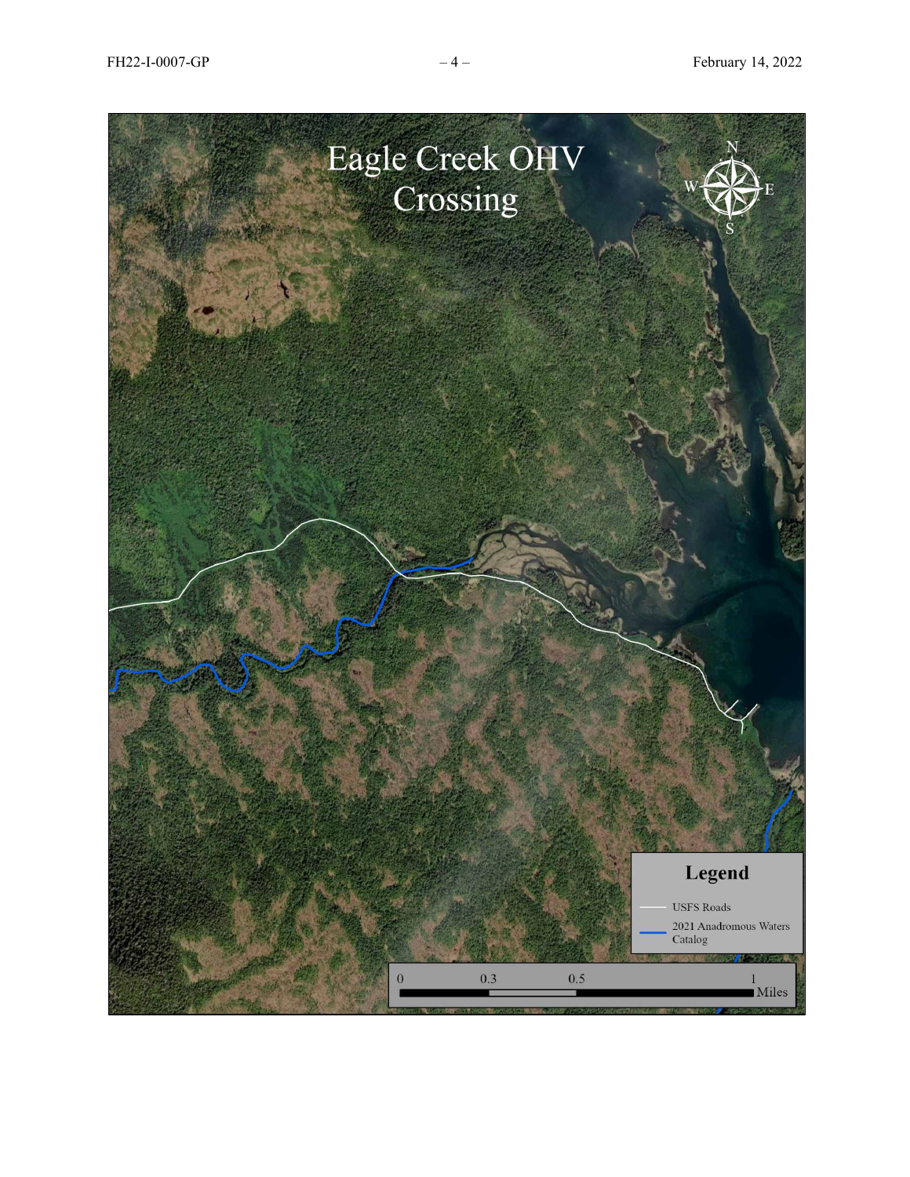Eagle Creek OHV Crossing

N
W E
S

Legend

USFS Roads

2021 Anadromous Waters Catalog

0 0.3 0.5 1 Miles